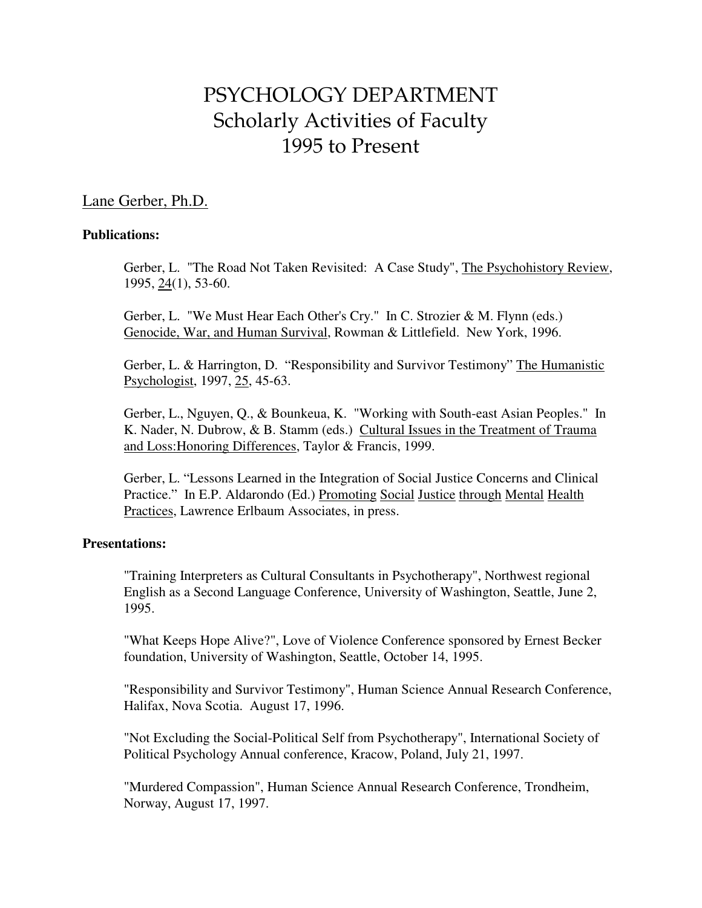# PSYCHOLOGY DEPARTMENT
# Scholarly Activities of Faculty
# 1995 to Present

## Lane Gerber, Ph.D.

**Publications:**

Gerber, L. "The Road Not Taken Revisited: A Case Study", The Psychohistory Review, 1995, 24(1), 53-60.

Gerber, L. "We Must Hear Each Other's Cry." In C. Strozier & M. Flynn (eds.) Genocide, War, and Human Survival, Rowman & Littlefield. New York, 1996.

Gerber, L. & Harrington, D. "Responsibility and Survivor Testimony" The Humanistic Psychologist, 1997, 25, 45-63.

Gerber, L., Nguyen, Q., & Bounkeua, K. "Working with South-east Asian Peoples." In K. Nader, N. Dubrow, & B. Stamm (eds.) Cultural Issues in the Treatment of Trauma and Loss:Honoring Differences, Taylor & Francis, 1999.

Gerber, L. "Lessons Learned in the Integration of Social Justice Concerns and Clinical Practice." In E.P. Aldarondo (Ed.) Promoting Social Justice through Mental Health Practices, Lawrence Erlbaum Associates, in press.

**Presentations:**

"Training Interpreters as Cultural Consultants in Psychotherapy", Northwest regional English as a Second Language Conference, University of Washington, Seattle, June 2, 1995.

"What Keeps Hope Alive?", Love of Violence Conference sponsored by Ernest Becker foundation, University of Washington, Seattle, October 14, 1995.

"Responsibility and Survivor Testimony", Human Science Annual Research Conference, Halifax, Nova Scotia. August 17, 1996.

"Not Excluding the Social-Political Self from Psychotherapy", International Society of Political Psychology Annual conference, Kracow, Poland, July 21, 1997.

"Murdered Compassion", Human Science Annual Research Conference, Trondheim, Norway, August 17, 1997.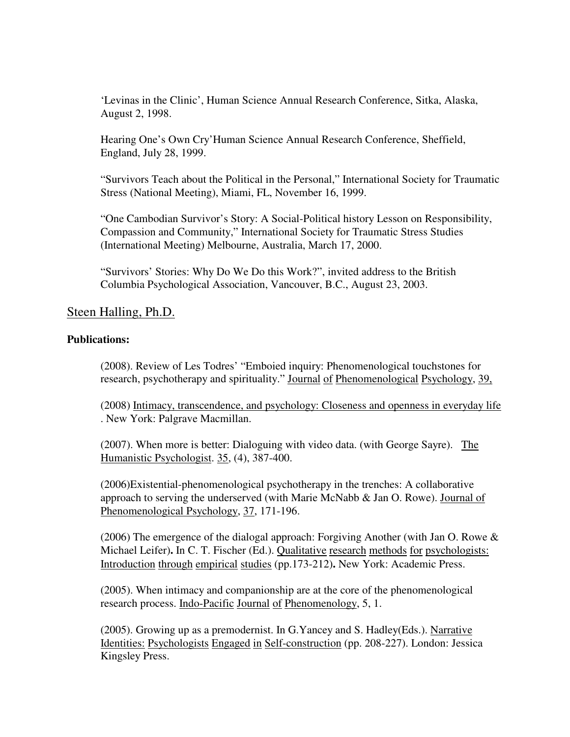'Levinas in the Clinic', Human Science Annual Research Conference, Sitka, Alaska, August 2, 1998.

Hearing One's Own Cry'Human Science Annual Research Conference, Sheffield, England, July 28, 1999.

"Survivors Teach about the Political in the Personal," International Society for Traumatic Stress (National Meeting), Miami, FL, November 16, 1999.

"One Cambodian Survivor's Story: A Social-Political history Lesson on Responsibility, Compassion and Community," International Society for Traumatic Stress Studies (International Meeting) Melbourne, Australia, March 17, 2000.

"Survivors' Stories: Why Do We Do this Work?", invited address to the British Columbia Psychological Association, Vancouver, B.C., August 23, 2003.

## Steen Halling, Ph.D.

**Publications:**

(2008). Review of Les Todres' "Emboied inquiry: Phenomenological touchstones for research, psychotherapy and spirituality." Journal of Phenomenological Psychology, 39,

(2008) Intimacy, transcendence, and psychology: Closeness and openness in everyday life . New York: Palgrave Macmillan.

(2007). When more is better: Dialoguing with video data. (with George Sayre). The Humanistic Psychologist. 35, (4), 387-400.

(2006)Existential-phenomenological psychotherapy in the trenches: A collaborative approach to serving the underserved (with Marie McNabb & Jan O. Rowe). Journal of Phenomenological Psychology, 37, 171-196.

(2006) The emergence of the dialogal approach: Forgiving Another (with Jan O. Rowe & Michael Leifer)**.** In C. T. Fischer (Ed.). Qualitative research methods for psychologists: Introduction through empirical studies (pp.173-212)**.** New York: Academic Press.

(2005). When intimacy and companionship are at the core of the phenomenological research process. Indo-Pacific Journal of Phenomenology, 5, 1.

(2005). Growing up as a premodernist. In G.Yancey and S. Hadley(Eds.). Narrative Identities: Psychologists Engaged in Self-construction (pp. 208-227). London: Jessica Kingsley Press.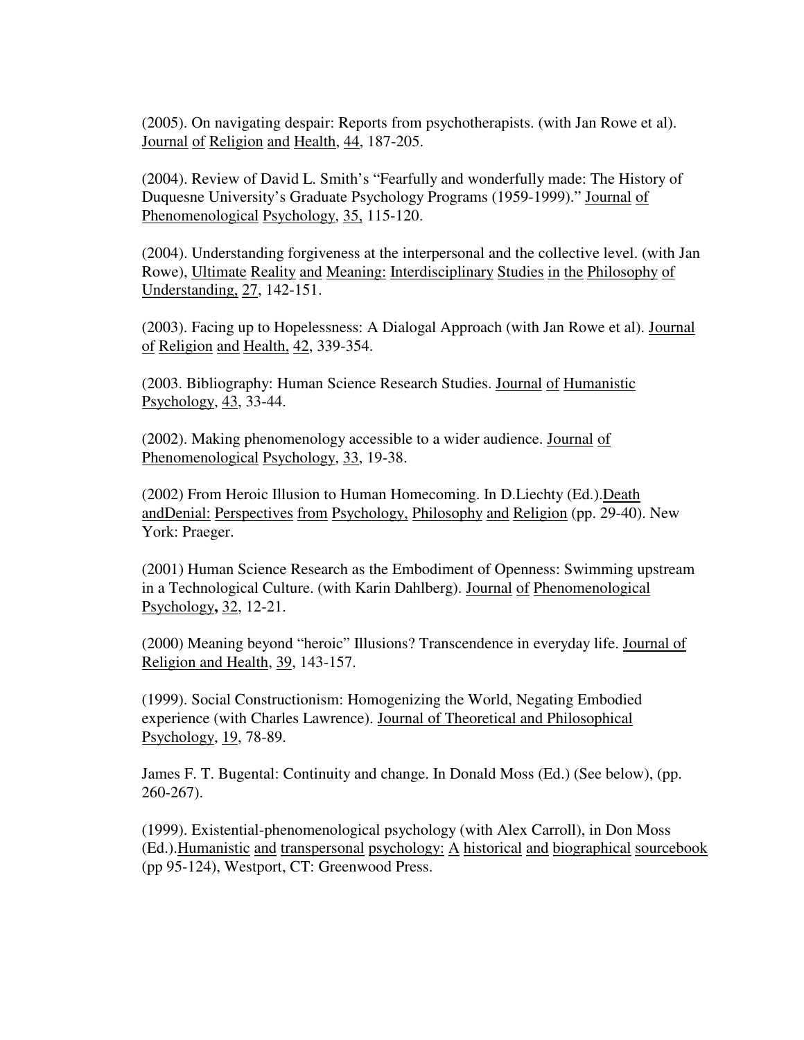(2005). On navigating despair: Reports from psychotherapists. (with Jan Rowe et al). Journal of Religion and Health, 44, 187-205.

(2004). Review of David L. Smith's "Fearfully and wonderfully made: The History of Duquesne University's Graduate Psychology Programs (1959-1999)." Journal of Phenomenological Psychology, 35, 115-120.

(2004). Understanding forgiveness at the interpersonal and the collective level. (with Jan Rowe), Ultimate Reality and Meaning: Interdisciplinary Studies in the Philosophy of Understanding, 27, 142-151.

(2003). Facing up to Hopelessness: A Dialogal Approach (with Jan Rowe et al). Journal of Religion and Health, 42, 339-354.

(2003. Bibliography: Human Science Research Studies. Journal of Humanistic Psychology, 43, 33-44.

(2002). Making phenomenology accessible to a wider audience. Journal of Phenomenological Psychology, 33, 19-38.

(2002) From Heroic Illusion to Human Homecoming. In D.Liechty (Ed.).Death andDenial: Perspectives from Psychology, Philosophy and Religion (pp. 29-40). New York: Praeger.

(2001) Human Science Research as the Embodiment of Openness: Swimming upstream in a Technological Culture. (with Karin Dahlberg). Journal of Phenomenological Psychology, 32, 12-21.

(2000) Meaning beyond "heroic" Illusions? Transcendence in everyday life. Journal of Religion and Health, 39, 143-157.

(1999). Social Constructionism: Homogenizing the World, Negating Embodied experience (with Charles Lawrence). Journal of Theoretical and Philosophical Psychology, 19, 78-89.

James F. T. Bugental: Continuity and change. In Donald Moss (Ed.) (See below), (pp. 260-267).

(1999). Existential-phenomenological psychology (with Alex Carroll), in Don Moss (Ed.).Humanistic and transpersonal psychology: A historical and biographical sourcebook (pp 95-124), Westport, CT: Greenwood Press.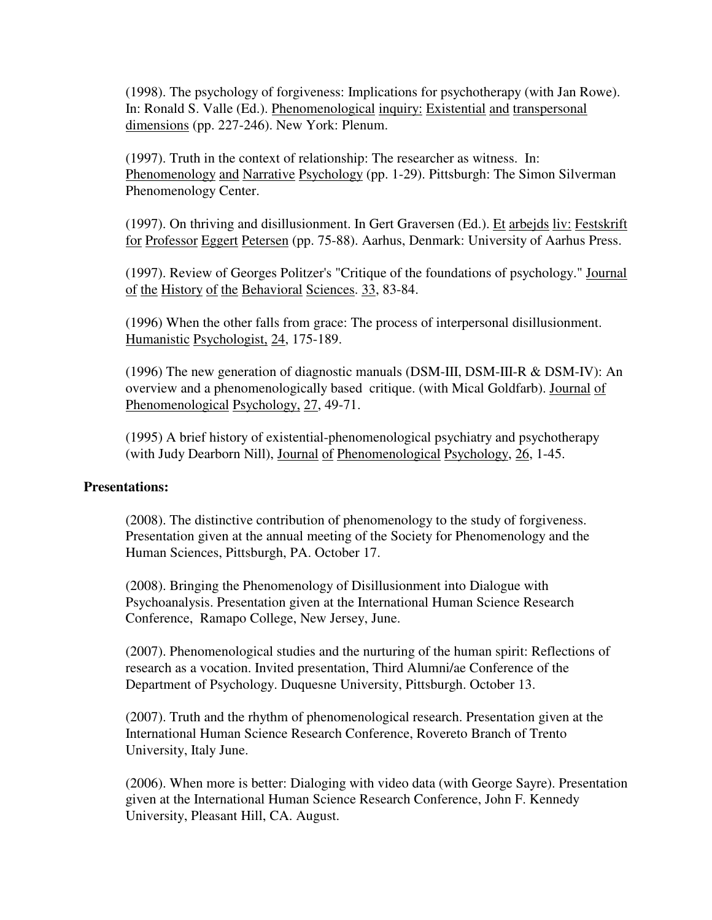(1998). The psychology of forgiveness: Implications for psychotherapy (with Jan Rowe). In: Ronald S. Valle (Ed.). Phenomenological inquiry: Existential and transpersonal dimensions (pp. 227-246). New York: Plenum.

(1997). Truth in the context of relationship: The researcher as witness. In: Phenomenology and Narrative Psychology (pp. 1-29). Pittsburgh: The Simon Silverman Phenomenology Center.

(1997). On thriving and disillusionment. In Gert Graversen (Ed.). Et arbejds liv: Festskrift for Professor Eggert Petersen (pp. 75-88). Aarhus, Denmark: University of Aarhus Press.

(1997). Review of Georges Politzer's "Critique of the foundations of psychology." Journal of the History of the Behavioral Sciences. 33, 83-84.

(1996) When the other falls from grace: The process of interpersonal disillusionment. Humanistic Psychologist, 24, 175-189.

(1996) The new generation of diagnostic manuals (DSM-III, DSM-III-R & DSM-IV): An overview and a phenomenologically based critique. (with Mical Goldfarb). Journal of Phenomenological Psychology, 27, 49-71.

(1995) A brief history of existential-phenomenological psychiatry and psychotherapy (with Judy Dearborn Nill), Journal of Phenomenological Psychology, 26, 1-45.

**Presentations:**

(2008). The distinctive contribution of phenomenology to the study of forgiveness. Presentation given at the annual meeting of the Society for Phenomenology and the Human Sciences, Pittsburgh, PA. October 17.

(2008). Bringing the Phenomenology of Disillusionment into Dialogue with Psychoanalysis. Presentation given at the International Human Science Research Conference, Ramapo College, New Jersey, June.

(2007). Phenomenological studies and the nurturing of the human spirit: Reflections of research as a vocation. Invited presentation, Third Alumni/ae Conference of the Department of Psychology. Duquesne University, Pittsburgh. October 13.

(2007). Truth and the rhythm of phenomenological research. Presentation given at the International Human Science Research Conference, Rovereto Branch of Trento University, Italy June.

(2006). When more is better: Dialoging with video data (with George Sayre). Presentation given at the International Human Science Research Conference, John F. Kennedy University, Pleasant Hill, CA. August.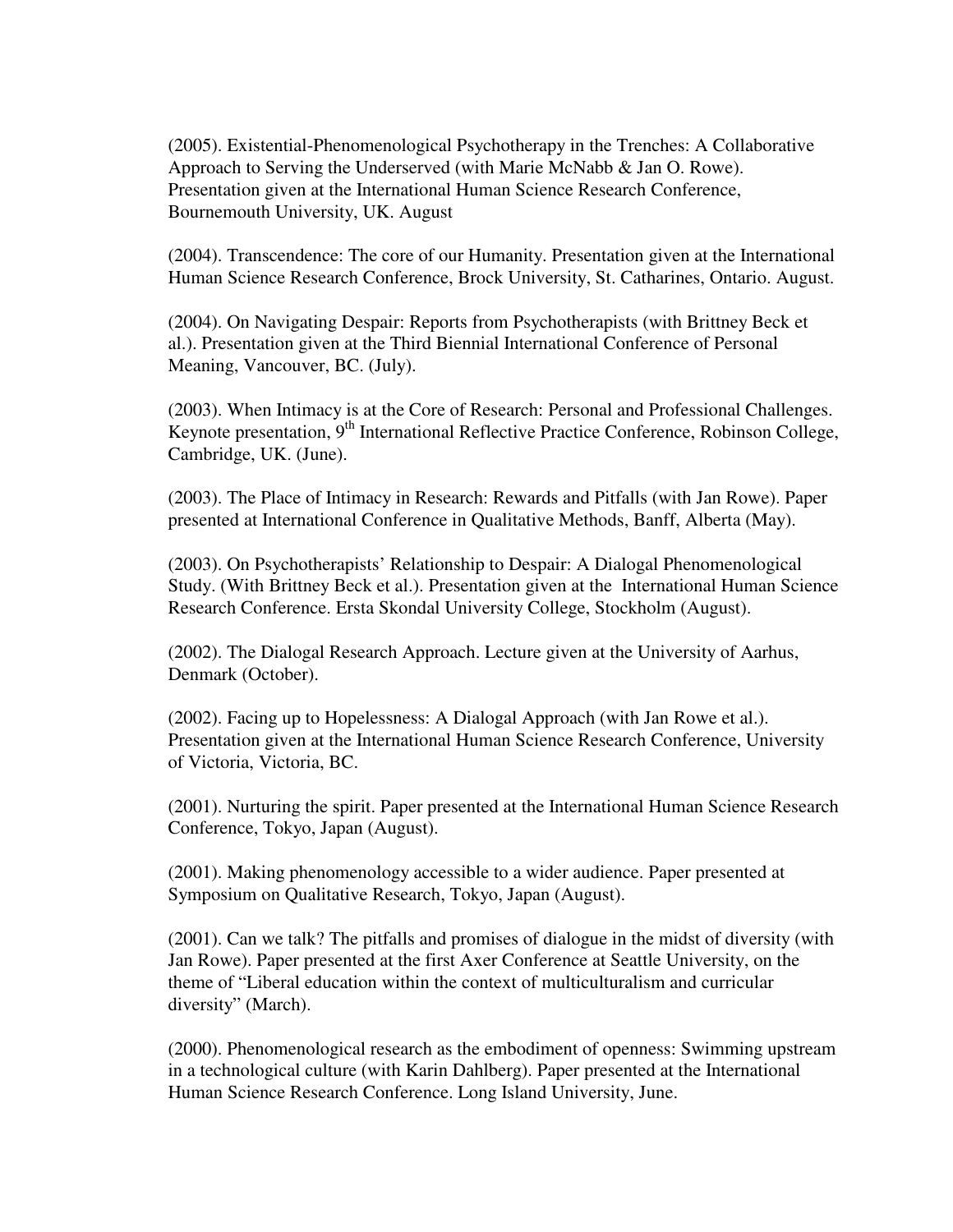(2005). Existential-Phenomenological Psychotherapy in the Trenches: A Collaborative Approach to Serving the Underserved (with Marie McNabb & Jan O. Rowe). Presentation given at the International Human Science Research Conference, Bournemouth University, UK. August

(2004). Transcendence: The core of our Humanity. Presentation given at the International Human Science Research Conference, Brock University, St. Catharines, Ontario. August.

(2004). On Navigating Despair: Reports from Psychotherapists (with Brittney Beck et al.). Presentation given at the Third Biennial International Conference of Personal Meaning, Vancouver, BC. (July).

(2003). When Intimacy is at the Core of Research: Personal and Professional Challenges. Keynote presentation, 9th International Reflective Practice Conference, Robinson College, Cambridge, UK. (June).

(2003). The Place of Intimacy in Research: Rewards and Pitfalls (with Jan Rowe). Paper presented at International Conference in Qualitative Methods, Banff, Alberta (May).

(2003). On Psychotherapists' Relationship to Despair: A Dialogal Phenomenological Study. (With Brittney Beck et al.). Presentation given at the International Human Science Research Conference. Ersta Skondal University College, Stockholm (August).

(2002). The Dialogal Research Approach. Lecture given at the University of Aarhus, Denmark (October).

(2002). Facing up to Hopelessness: A Dialogal Approach (with Jan Rowe et al.). Presentation given at the International Human Science Research Conference, University of Victoria, Victoria, BC.

(2001). Nurturing the spirit. Paper presented at the International Human Science Research Conference, Tokyo, Japan (August).

(2001). Making phenomenology accessible to a wider audience. Paper presented at Symposium on Qualitative Research, Tokyo, Japan (August).

(2001). Can we talk? The pitfalls and promises of dialogue in the midst of diversity (with Jan Rowe). Paper presented at the first Axer Conference at Seattle University, on the theme of "Liberal education within the context of multiculturalism and curricular diversity" (March).

(2000). Phenomenological research as the embodiment of openness: Swimming upstream in a technological culture (with Karin Dahlberg). Paper presented at the International Human Science Research Conference. Long Island University, June.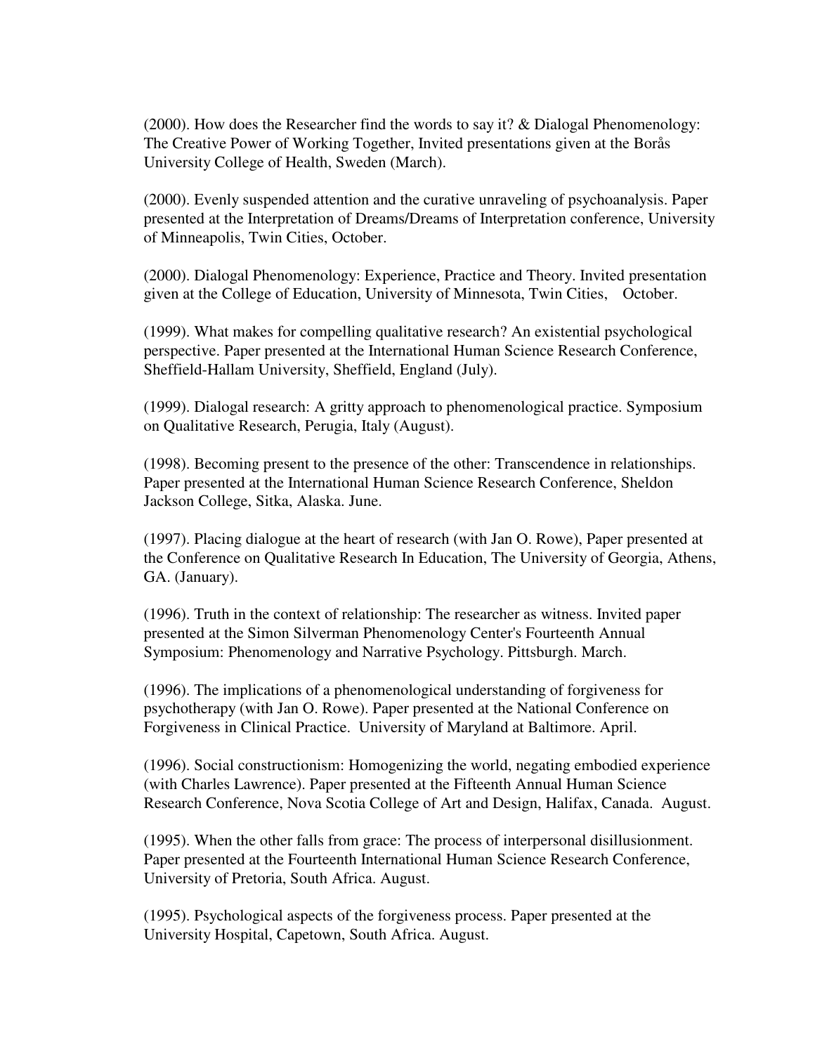(2000). How does the Researcher find the words to say it? & Dialogal Phenomenology: The Creative Power of Working Together, Invited presentations given at the Borås University College of Health, Sweden (March).

(2000). Evenly suspended attention and the curative unraveling of psychoanalysis. Paper presented at the Interpretation of Dreams/Dreams of Interpretation conference, University of Minneapolis, Twin Cities, October.

(2000). Dialogal Phenomenology: Experience, Practice and Theory. Invited presentation given at the College of Education, University of Minnesota, Twin Cities, October.

(1999). What makes for compelling qualitative research? An existential psychological perspective. Paper presented at the International Human Science Research Conference, Sheffield-Hallam University, Sheffield, England (July).

(1999). Dialogal research: A gritty approach to phenomenological practice. Symposium on Qualitative Research, Perugia, Italy (August).

(1998). Becoming present to the presence of the other: Transcendence in relationships. Paper presented at the International Human Science Research Conference, Sheldon Jackson College, Sitka, Alaska. June.

(1997). Placing dialogue at the heart of research (with Jan O. Rowe), Paper presented at the Conference on Qualitative Research In Education, The University of Georgia, Athens, GA. (January).

(1996). Truth in the context of relationship: The researcher as witness. Invited paper presented at the Simon Silverman Phenomenology Center's Fourteenth Annual Symposium: Phenomenology and Narrative Psychology. Pittsburgh. March.

(1996). The implications of a phenomenological understanding of forgiveness for psychotherapy (with Jan O. Rowe). Paper presented at the National Conference on Forgiveness in Clinical Practice. University of Maryland at Baltimore. April.

(1996). Social constructionism: Homogenizing the world, negating embodied experience (with Charles Lawrence). Paper presented at the Fifteenth Annual Human Science Research Conference, Nova Scotia College of Art and Design, Halifax, Canada. August.

(1995). When the other falls from grace: The process of interpersonal disillusionment. Paper presented at the Fourteenth International Human Science Research Conference, University of Pretoria, South Africa. August.

(1995). Psychological aspects of the forgiveness process. Paper presented at the University Hospital, Capetown, South Africa. August.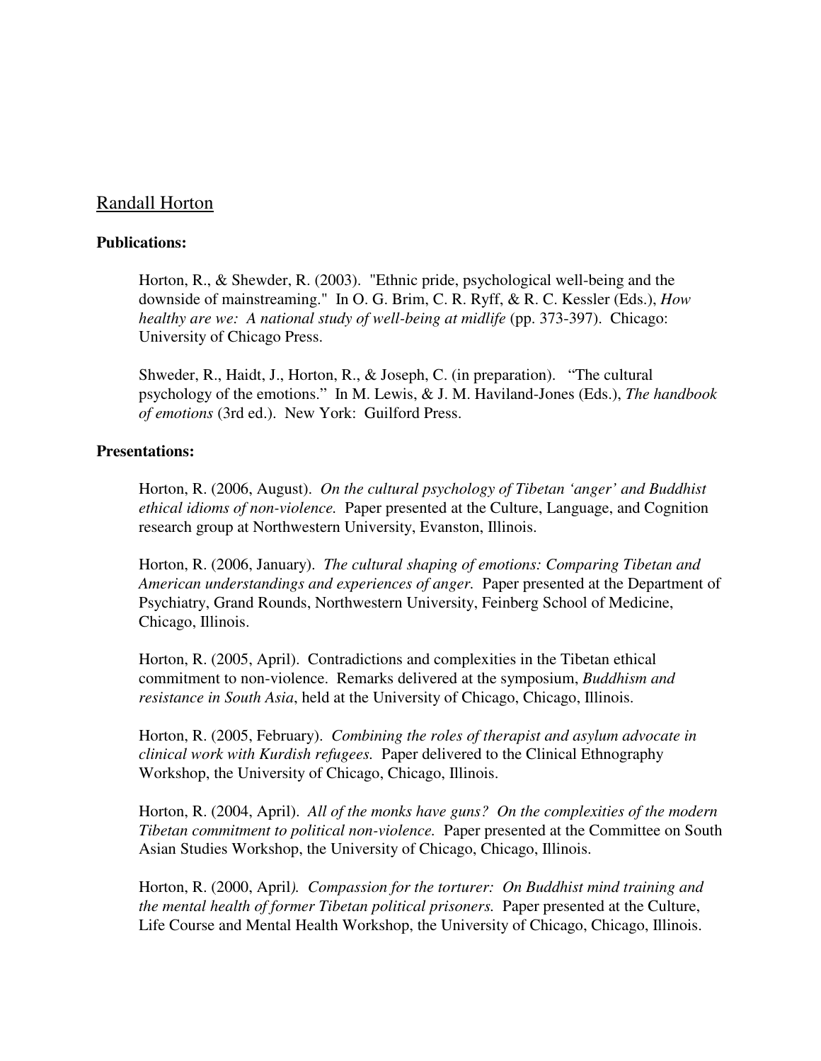Randall Horton

**Publications:**

Horton, R., & Shewder, R. (2003). "Ethnic pride, psychological well-being and the downside of mainstreaming." In O. G. Brim, C. R. Ryff, & R. C. Kessler (Eds.), *How healthy are we: A national study of well-being at midlife* (pp. 373-397). Chicago: University of Chicago Press.

Shweder, R., Haidt, J., Horton, R., & Joseph, C. (in preparation). "The cultural psychology of the emotions." In M. Lewis, & J. M. Haviland-Jones (Eds.), *The handbook of emotions* (3rd ed.). New York: Guilford Press.

**Presentations:**

Horton, R. (2006, August). *On the cultural psychology of Tibetan 'anger' and Buddhist ethical idioms of non-violence.* Paper presented at the Culture, Language, and Cognition research group at Northwestern University, Evanston, Illinois.

Horton, R. (2006, January). *The cultural shaping of emotions: Comparing Tibetan and American understandings and experiences of anger.* Paper presented at the Department of Psychiatry, Grand Rounds, Northwestern University, Feinberg School of Medicine, Chicago, Illinois.

Horton, R. (2005, April). Contradictions and complexities in the Tibetan ethical commitment to non-violence. Remarks delivered at the symposium, *Buddhism and resistance in South Asia*, held at the University of Chicago, Chicago, Illinois.

Horton, R. (2005, February). *Combining the roles of therapist and asylum advocate in clinical work with Kurdish refugees.* Paper delivered to the Clinical Ethnography Workshop, the University of Chicago, Chicago, Illinois.

Horton, R. (2004, April). *All of the monks have guns? On the complexities of the modern Tibetan commitment to political non-violence.* Paper presented at the Committee on South Asian Studies Workshop, the University of Chicago, Chicago, Illinois.

Horton, R. (2000, April*). Compassion for the torturer: On Buddhist mind training and the mental health of former Tibetan political prisoners.* Paper presented at the Culture, Life Course and Mental Health Workshop, the University of Chicago, Chicago, Illinois.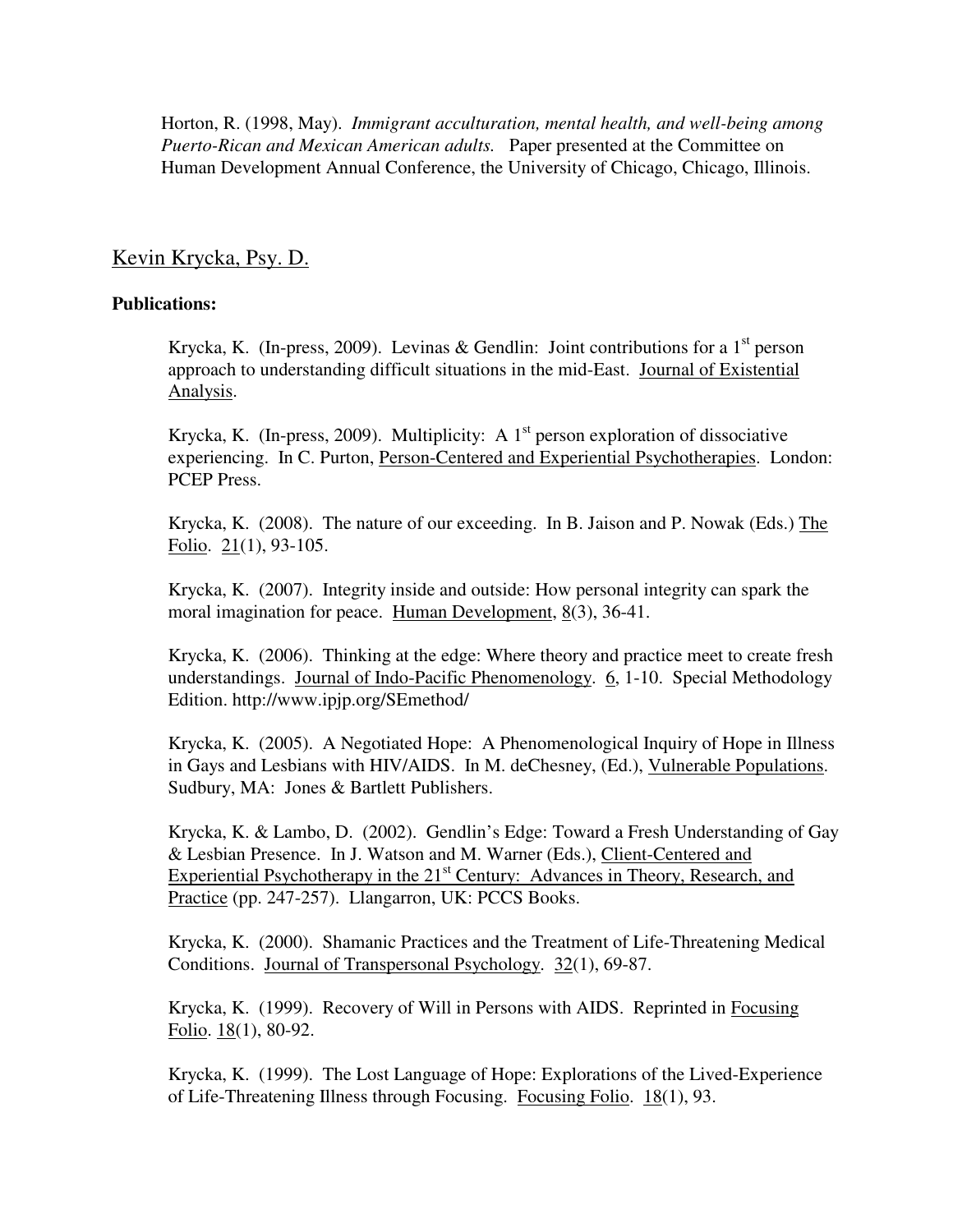Horton, R. (1998, May). *Immigrant acculturation, mental health, and well-being among Puerto-Rican and Mexican American adults.* Paper presented at the Committee on Human Development Annual Conference, the University of Chicago, Chicago, Illinois.

## Kevin Krycka, Psy. D.

**Publications:**

Krycka, K. (In-press, 2009). Levinas & Gendlin: Joint contributions for a 1st person approach to understanding difficult situations in the mid-East. Journal of Existential Analysis.

Krycka, K. (In-press, 2009). Multiplicity: A 1st person exploration of dissociative experiencing. In C. Purton, Person-Centered and Experiential Psychotherapies. London: PCEP Press.

Krycka, K. (2008). The nature of our exceeding. In B. Jaison and P. Nowak (Eds.) The Folio. 21(1), 93-105.

Krycka, K. (2007). Integrity inside and outside: How personal integrity can spark the moral imagination for peace. Human Development, 8(3), 36-41.

Krycka, K. (2006). Thinking at the edge: Where theory and practice meet to create fresh understandings. Journal of Indo-Pacific Phenomenology. 6, 1-10. Special Methodology Edition. http://www.ipjp.org/SEmethod/

Krycka, K. (2005). A Negotiated Hope: A Phenomenological Inquiry of Hope in Illness in Gays and Lesbians with HIV/AIDS. In M. deChesney, (Ed.), Vulnerable Populations. Sudbury, MA: Jones & Bartlett Publishers.

Krycka, K. & Lambo, D. (2002). Gendlin's Edge: Toward a Fresh Understanding of Gay & Lesbian Presence. In J. Watson and M. Warner (Eds.), Client-Centered and Experiential Psychotherapy in the 21st Century: Advances in Theory, Research, and Practice (pp. 247-257). Llangarron, UK: PCCS Books.

Krycka, K. (2000). Shamanic Practices and the Treatment of Life-Threatening Medical Conditions. Journal of Transpersonal Psychology. 32(1), 69-87.

Krycka, K. (1999). Recovery of Will in Persons with AIDS. Reprinted in Focusing Folio. 18(1), 80-92.

Krycka, K. (1999). The Lost Language of Hope: Explorations of the Lived-Experience of Life-Threatening Illness through Focusing. Focusing Folio. 18(1), 93.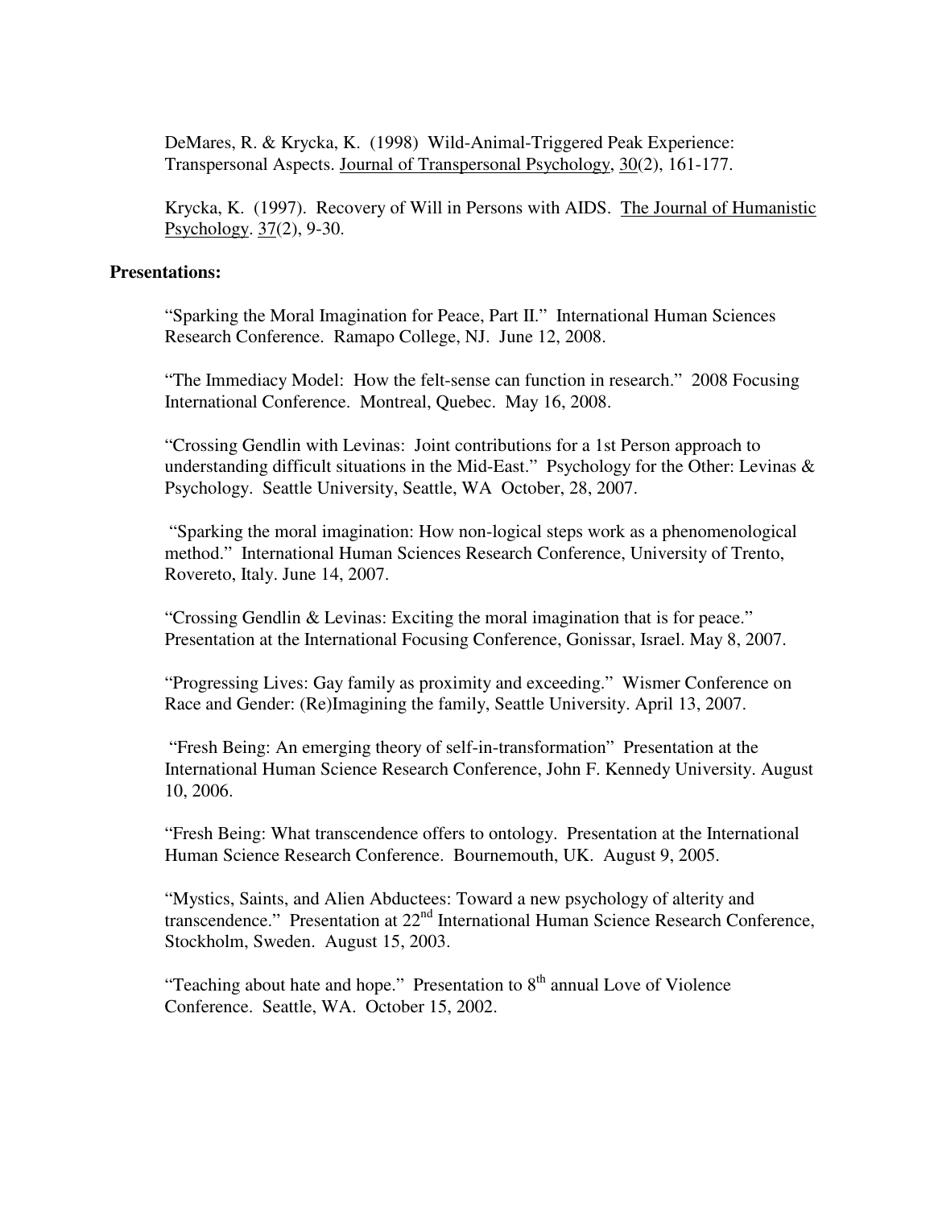DeMares, R. & Krycka, K. (1998) Wild-Animal-Triggered Peak Experience: Transpersonal Aspects. Journal of Transpersonal Psychology, 30(2), 161-177.

Krycka, K. (1997). Recovery of Will in Persons with AIDS. The Journal of Humanistic Psychology. 37(2), 9-30.

**Presentations:**

"Sparking the Moral Imagination for Peace, Part II." International Human Sciences Research Conference. Ramapo College, NJ. June 12, 2008.

"The Immediacy Model: How the felt-sense can function in research." 2008 Focusing International Conference. Montreal, Quebec. May 16, 2008.

"Crossing Gendlin with Levinas: Joint contributions for a 1st Person approach to understanding difficult situations in the Mid-East." Psychology for the Other: Levinas & Psychology. Seattle University, Seattle, WA October, 28, 2007.

"Sparking the moral imagination: How non-logical steps work as a phenomenological method." International Human Sciences Research Conference, University of Trento, Rovereto, Italy. June 14, 2007.

"Crossing Gendlin & Levinas: Exciting the moral imagination that is for peace." Presentation at the International Focusing Conference, Gonissar, Israel. May 8, 2007.

"Progressing Lives: Gay family as proximity and exceeding." Wismer Conference on Race and Gender: (Re)Imagining the family, Seattle University. April 13, 2007.

"Fresh Being: An emerging theory of self-in-transformation" Presentation at the International Human Science Research Conference, John F. Kennedy University. August 10, 2006.

"Fresh Being: What transcendence offers to ontology. Presentation at the International Human Science Research Conference. Bournemouth, UK. August 9, 2005.

"Mystics, Saints, and Alien Abductees: Toward a new psychology of alterity and transcendence." Presentation at 22nd International Human Science Research Conference, Stockholm, Sweden. August 15, 2003.

"Teaching about hate and hope." Presentation to 8th annual Love of Violence Conference. Seattle, WA. October 15, 2002.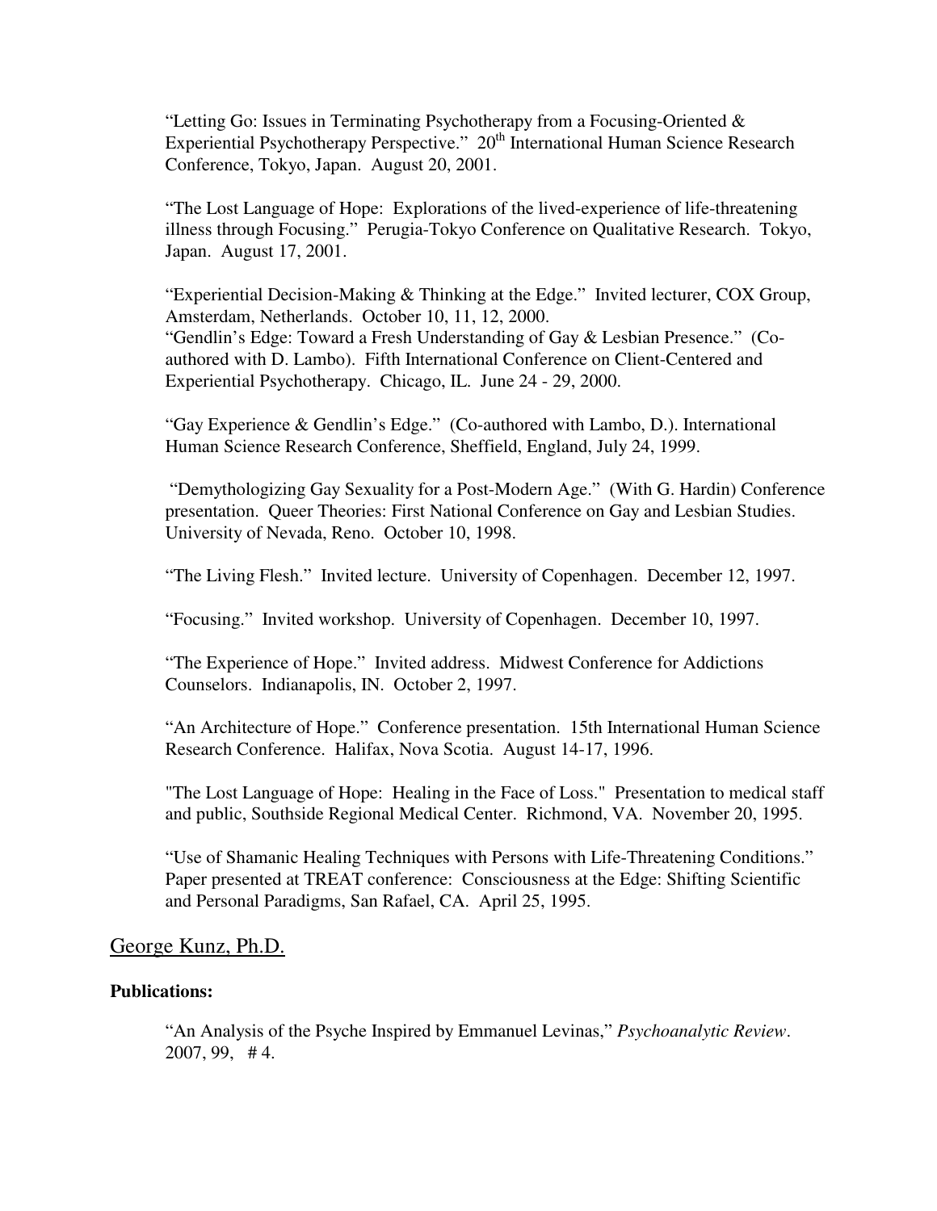"Letting Go: Issues in Terminating Psychotherapy from a Focusing-Oriented & Experiential Psychotherapy Perspective." 20th International Human Science Research Conference, Tokyo, Japan. August 20, 2001.

"The Lost Language of Hope: Explorations of the lived-experience of life-threatening illness through Focusing." Perugia-Tokyo Conference on Qualitative Research. Tokyo, Japan. August 17, 2001.

"Experiential Decision-Making & Thinking at the Edge." Invited lecturer, COX Group, Amsterdam, Netherlands. October 10, 11, 12, 2000.

"Gendlin's Edge: Toward a Fresh Understanding of Gay & Lesbian Presence." (Co-authored with D. Lambo). Fifth International Conference on Client-Centered and Experiential Psychotherapy. Chicago, IL. June 24 - 29, 2000.

"Gay Experience & Gendlin's Edge." (Co-authored with Lambo, D.). International Human Science Research Conference, Sheffield, England, July 24, 1999.

"Demythologizing Gay Sexuality for a Post-Modern Age." (With G. Hardin) Conference presentation. Queer Theories: First National Conference on Gay and Lesbian Studies. University of Nevada, Reno. October 10, 1998.

"The Living Flesh." Invited lecture. University of Copenhagen. December 12, 1997.

"Focusing." Invited workshop. University of Copenhagen. December 10, 1997.

"The Experience of Hope." Invited address. Midwest Conference for Addictions Counselors. Indianapolis, IN. October 2, 1997.

"An Architecture of Hope." Conference presentation. 15th International Human Science Research Conference. Halifax, Nova Scotia. August 14-17, 1996.

"The Lost Language of Hope: Healing in the Face of Loss." Presentation to medical staff and public, Southside Regional Medical Center. Richmond, VA. November 20, 1995.

"Use of Shamanic Healing Techniques with Persons with Life-Threatening Conditions." Paper presented at TREAT conference: Consciousness at the Edge: Shifting Scientific and Personal Paradigms, San Rafael, CA. April 25, 1995.

## George Kunz, Ph.D.

**Publications:**

"An Analysis of the Psyche Inspired by Emmanuel Levinas," *Psychoanalytic Review*. 2007, 99, # 4.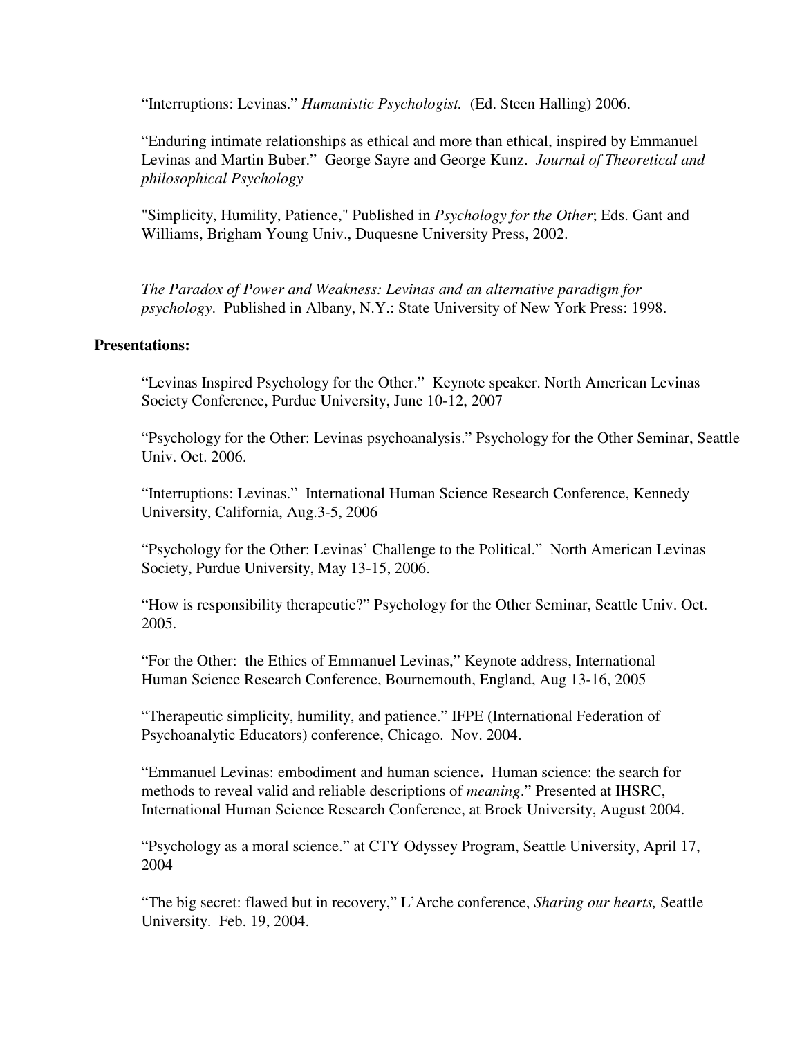"Interruptions: Levinas." *Humanistic Psychologist.* (Ed. Steen Halling) 2006.

"Enduring intimate relationships as ethical and more than ethical, inspired by Emmanuel Levinas and Martin Buber." George Sayre and George Kunz. *Journal of Theoretical and philosophical Psychology*

"Simplicity, Humility, Patience," Published in *Psychology for the Other*; Eds. Gant and Williams, Brigham Young Univ., Duquesne University Press, 2002.

*The Paradox of Power and Weakness: Levinas and an alternative paradigm for psychology*. Published in Albany, N.Y.: State University of New York Press: 1998.

**Presentations:**

"Levinas Inspired Psychology for the Other." Keynote speaker. North American Levinas Society Conference, Purdue University, June 10-12, 2007

"Psychology for the Other: Levinas psychoanalysis." Psychology for the Other Seminar, Seattle Univ. Oct. 2006.

"Interruptions: Levinas." International Human Science Research Conference, Kennedy University, California, Aug.3-5, 2006

"Psychology for the Other: Levinas' Challenge to the Political." North American Levinas Society, Purdue University, May 13-15, 2006.

"How is responsibility therapeutic?" Psychology for the Other Seminar, Seattle Univ. Oct. 2005.

"For the Other: the Ethics of Emmanuel Levinas," Keynote address, International Human Science Research Conference, Bournemouth, England, Aug 13-16, 2005

"Therapeutic simplicity, humility, and patience." IFPE (International Federation of Psychoanalytic Educators) conference, Chicago. Nov. 2004.

"Emmanuel Levinas: embodiment and human science**.** Human science: the search for methods to reveal valid and reliable descriptions of *meaning*." Presented at IHSRC, International Human Science Research Conference, at Brock University, August 2004.

"Psychology as a moral science." at CTY Odyssey Program, Seattle University, April 17, 2004

"The big secret: flawed but in recovery," L'Arche conference, *Sharing our hearts,* Seattle University. Feb. 19, 2004.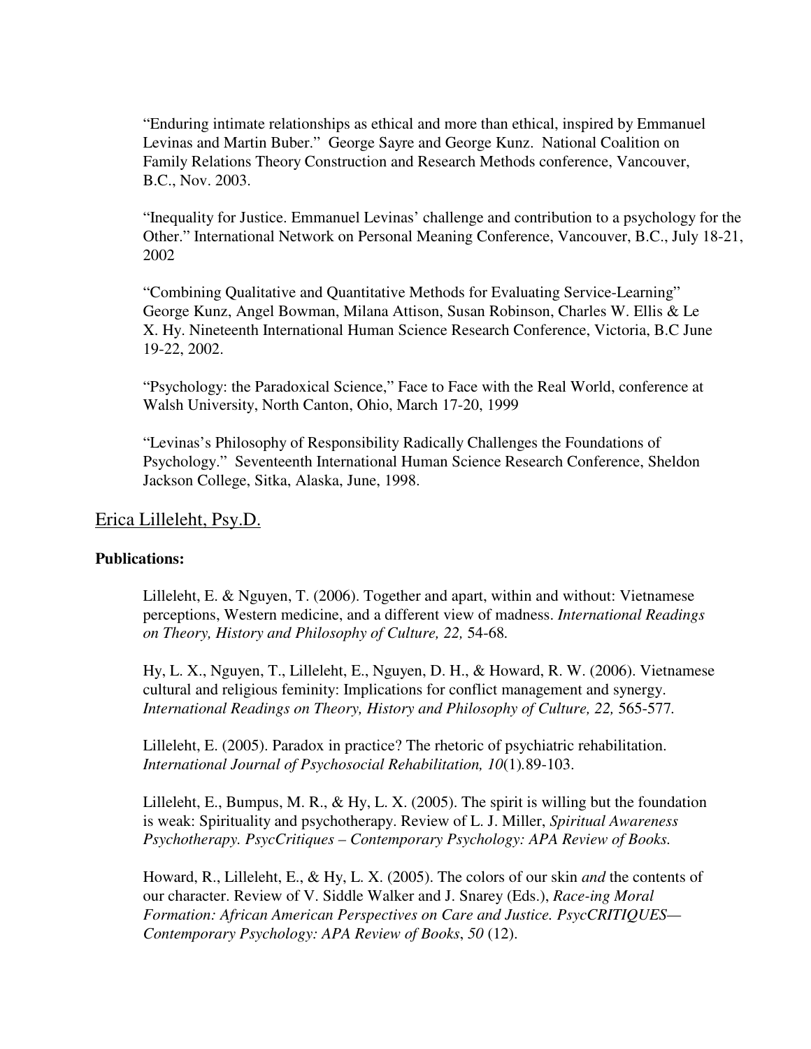"Enduring intimate relationships as ethical and more than ethical, inspired by Emmanuel Levinas and Martin Buber." George Sayre and George Kunz. National Coalition on Family Relations Theory Construction and Research Methods conference, Vancouver, B.C., Nov. 2003.

"Inequality for Justice. Emmanuel Levinas' challenge and contribution to a psychology for the Other." International Network on Personal Meaning Conference, Vancouver, B.C., July 18-21, 2002

"Combining Qualitative and Quantitative Methods for Evaluating Service-Learning" George Kunz, Angel Bowman, Milana Attison, Susan Robinson, Charles W. Ellis & Le X. Hy. Nineteenth International Human Science Research Conference, Victoria, B.C June 19-22, 2002.

"Psychology: the Paradoxical Science," Face to Face with the Real World, conference at Walsh University, North Canton, Ohio, March 17-20, 1999

"Levinas's Philosophy of Responsibility Radically Challenges the Foundations of Psychology." Seventeenth International Human Science Research Conference, Sheldon Jackson College, Sitka, Alaska, June, 1998.

## Erica Lilleleht, Psy.D.

**Publications:**

Lilleleht, E. & Nguyen, T. (2006). Together and apart, within and without: Vietnamese perceptions, Western medicine, and a different view of madness. *International Readings on Theory, History and Philosophy of Culture, 22,* 54-68.

Hy, L. X., Nguyen, T., Lilleleht, E., Nguyen, D. H., & Howard, R. W. (2006). Vietnamese cultural and religious feminity: Implications for conflict management and synergy. *International Readings on Theory, History and Philosophy of Culture, 22,* 565-577.

Lilleleht, E. (2005). Paradox in practice? The rhetoric of psychiatric rehabilitation. *International Journal of Psychosocial Rehabilitation, 10*(1)*.*89-103.

Lilleleht, E., Bumpus, M. R., & Hy, L. X. (2005). The spirit is willing but the foundation is weak: Spirituality and psychotherapy. Review of L. J. Miller, *Spiritual Awareness Psychotherapy. PsycCritiques – Contemporary Psychology: APA Review of Books.*

Howard, R., Lilleleht, E., & Hy, L. X. (2005). The colors of our skin *and* the contents of our character. Review of V. Siddle Walker and J. Snarey (Eds.), *Race-ing Moral Formation: African American Perspectives on Care and Justice. PsycCRITIQUES—Contemporary Psychology: APA Review of Books*, *50* (12).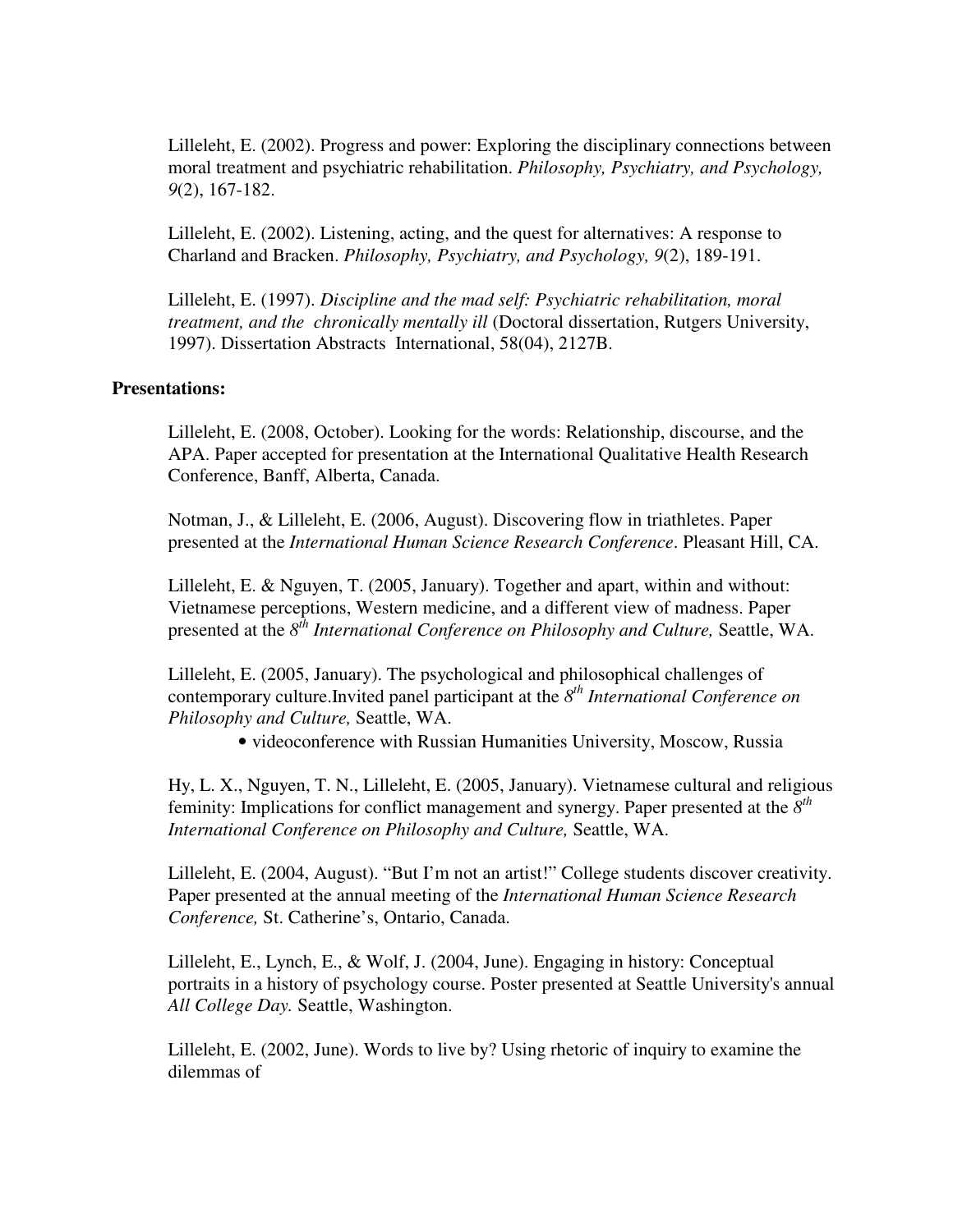Lilleleht, E. (2002). Progress and power: Exploring the disciplinary connections between moral treatment and psychiatric rehabilitation. *Philosophy, Psychiatry, and Psychology, 9*(2), 167-182.

Lilleleht, E. (2002). Listening, acting, and the quest for alternatives: A response to Charland and Bracken. *Philosophy, Psychiatry, and Psychology, 9*(2), 189-191.

Lilleleht, E. (1997). *Discipline and the mad self: Psychiatric rehabilitation, moral treatment, and the chronically mentally ill* (Doctoral dissertation, Rutgers University, 1997). Dissertation Abstracts International, 58(04), 2127B.

**Presentations:**

Lilleleht, E. (2008, October). Looking for the words: Relationship, discourse, and the APA. Paper accepted for presentation at the International Qualitative Health Research Conference, Banff, Alberta, Canada.

Notman, J., & Lilleleht, E. (2006, August). Discovering flow in triathletes. Paper presented at the *International Human Science Research Conference*. Pleasant Hill, CA.

Lilleleht, E. & Nguyen, T. (2005, January). Together and apart, within and without: Vietnamese perceptions, Western medicine, and a different view of madness. Paper presented at the *8th International Conference on Philosophy and Culture,* Seattle, WA.

Lilleleht, E. (2005, January). The psychological and philosophical challenges of contemporary culture.Invited panel participant at the *8th International Conference on Philosophy and Culture,* Seattle, WA.

- videoconference with Russian Humanities University, Moscow, Russia

Hy, L. X., Nguyen, T. N., Lilleleht, E. (2005, January). Vietnamese cultural and religious feminity: Implications for conflict management and synergy. Paper presented at the *8th International Conference on Philosophy and Culture,* Seattle, WA.

Lilleleht, E. (2004, August). "But I'm not an artist!" College students discover creativity. Paper presented at the annual meeting of the *International Human Science Research Conference,* St. Catherine's, Ontario, Canada.

Lilleleht, E., Lynch, E., & Wolf, J. (2004, June). Engaging in history: Conceptual portraits in a history of psychology course. Poster presented at Seattle University's annual *All College Day.* Seattle, Washington.

Lilleleht, E. (2002, June). Words to live by? Using rhetoric of inquiry to examine the dilemmas of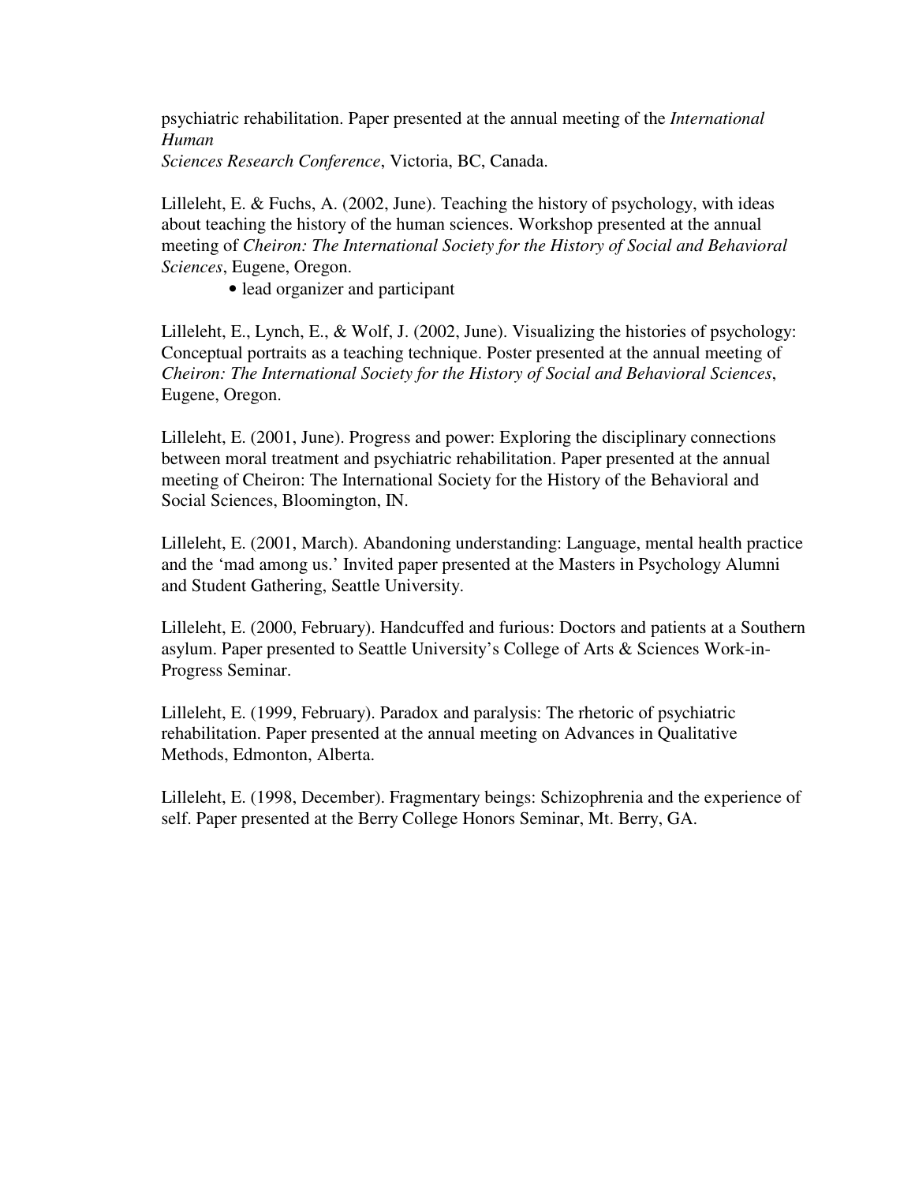psychiatric rehabilitation. Paper presented at the annual meeting of the *International Human Sciences Research Conference*, Victoria, BC, Canada.

Lilleleht, E. & Fuchs, A. (2002, June). Teaching the history of psychology, with ideas about teaching the history of the human sciences. Workshop presented at the annual meeting of *Cheiron: The International Society for the History of Social and Behavioral Sciences*, Eugene, Oregon.

- lead organizer and participant

Lilleleht, E., Lynch, E., & Wolf, J. (2002, June). Visualizing the histories of psychology: Conceptual portraits as a teaching technique. Poster presented at the annual meeting of *Cheiron: The International Society for the History of Social and Behavioral Sciences*, Eugene, Oregon.

Lilleleht, E. (2001, June). Progress and power: Exploring the disciplinary connections between moral treatment and psychiatric rehabilitation. Paper presented at the annual meeting of Cheiron: The International Society for the History of the Behavioral and Social Sciences, Bloomington, IN.

Lilleleht, E. (2001, March). Abandoning understanding: Language, mental health practice and the 'mad among us.' Invited paper presented at the Masters in Psychology Alumni and Student Gathering, Seattle University.

Lilleleht, E. (2000, February). Handcuffed and furious: Doctors and patients at a Southern asylum. Paper presented to Seattle University's College of Arts & Sciences Work-in-Progress Seminar.

Lilleleht, E. (1999, February). Paradox and paralysis: The rhetoric of psychiatric rehabilitation. Paper presented at the annual meeting on Advances in Qualitative Methods, Edmonton, Alberta.

Lilleleht, E. (1998, December). Fragmentary beings: Schizophrenia and the experience of self. Paper presented at the Berry College Honors Seminar, Mt. Berry, GA.